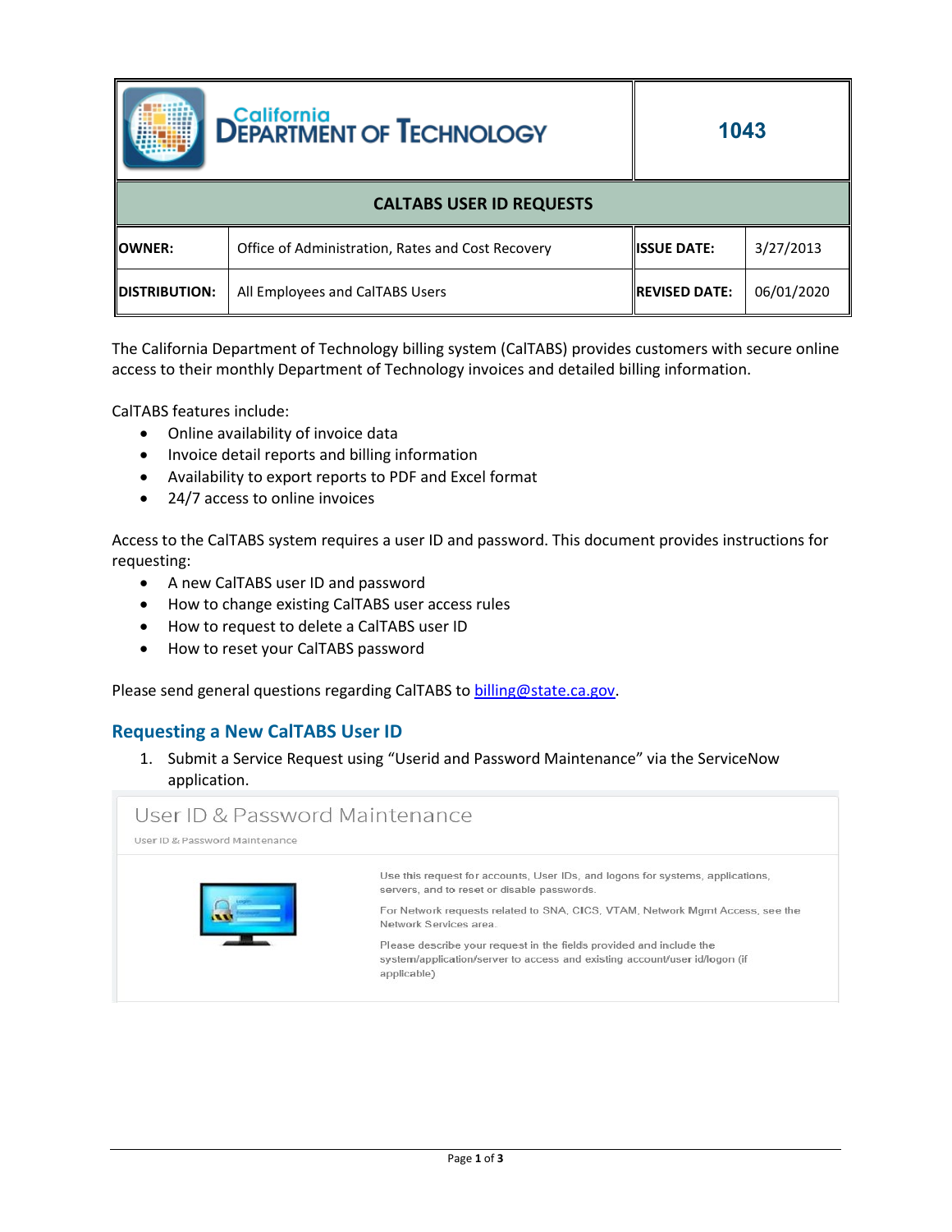| California Department of Technology | 1043 | | |
|---|---|---|---|
| **CALTABS USER ID REQUESTS** | | | |
| **OWNER:** | Office of Administration, Rates and Cost Recovery | **ISSUE DATE:** | 3/27/2013 |
| **DISTRIBUTION:** | All Employees and CalTABS Users | **REVISED DATE:** | 06/01/2020 |

The California Department of Technology billing system (CalTABS) provides customers with secure online access to their monthly Department of Technology invoices and detailed billing information.

CalTABS features include:

- Online availability of invoice data
- Invoice detail reports and billing information
- Availability to export reports to PDF and Excel format
- 24/7 access to online invoices

Access to the CalTABS system requires a user ID and password. This document provides instructions for requesting:

- A new CalTABS user ID and password
- How to change existing CalTABS user access rules
- How to request to delete a CalTABS user ID
- How to reset your CalTABS password

Please send general questions regarding CalTABS to billing@state.ca.gov.

## Requesting a New CalTABS User ID

1. Submit a Service Request using "Userid and Password Maintenance" via the ServiceNow application.

User ID & Password Maintenance

User ID & Password Maintenance

Use this request for accounts, User IDs, and logons for systems, applications, servers, and to reset or disable passwords.

For Network requests related to SNA, CICS, VTAM, Network Mgmt Access, see the Network Services area.

Please describe your request in the fields provided and include the system/application/server to access and existing account/user id/logon (if applicable)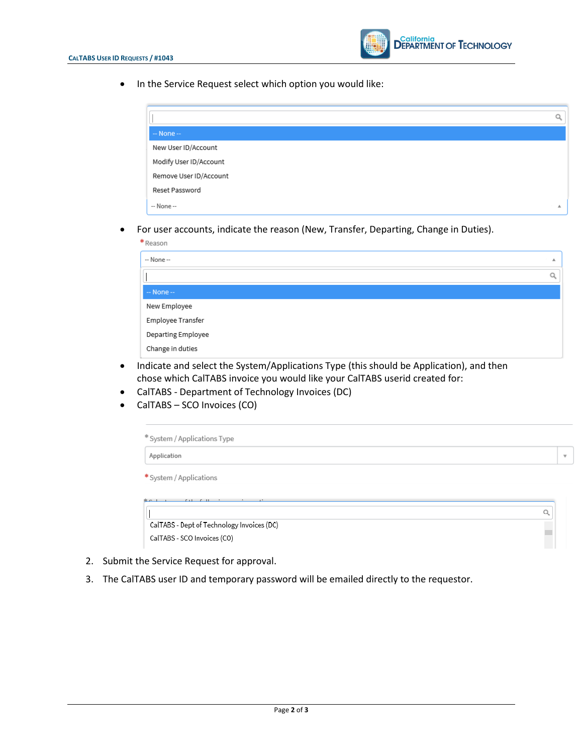- In the Service Request select which option you would like:

-- None --
New User ID/Account
Modify User ID/Account
Remove User ID/Account
Reset Password
-- None --

- For user accounts, indicate the reason (New, Transfer, Departing, Change in Duties).

*Reason
-- None --
-- None --
New Employee
Employee Transfer
Departing Employee
Change in duties

- Indicate and select the System/Applications Type (this should be Application), and then chose which CalTABS invoice you would like your CalTABS userid created for:
- CalTABS - Department of Technology Invoices (DC)
- CalTABS – SCO Invoices (CO)

*System / Applications Type
Application
*System / Applications
CalTABS - Dept of Technology Invoices (DC)
CalTABS - SCO Invoices (CO)

2. Submit the Service Request for approval.
3. The CalTABS user ID and temporary password will be emailed directly to the requestor.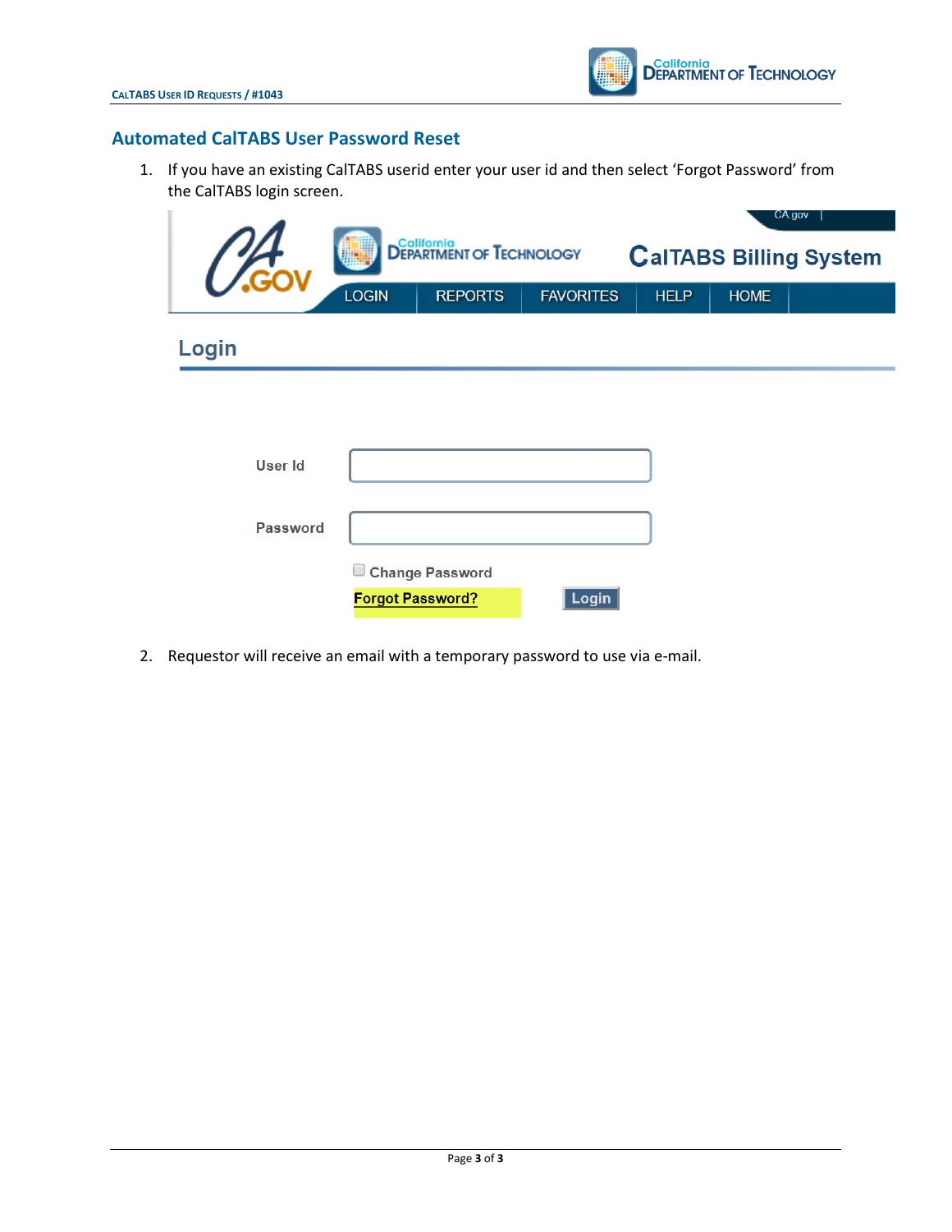## Automated CalTABS User Password Reset

1. If you have an existing CalTABS userid enter your user id and then select 'Forgot Password' from the CalTABS login screen.

2. Requestor will receive an email with a temporary password to use via e-mail.